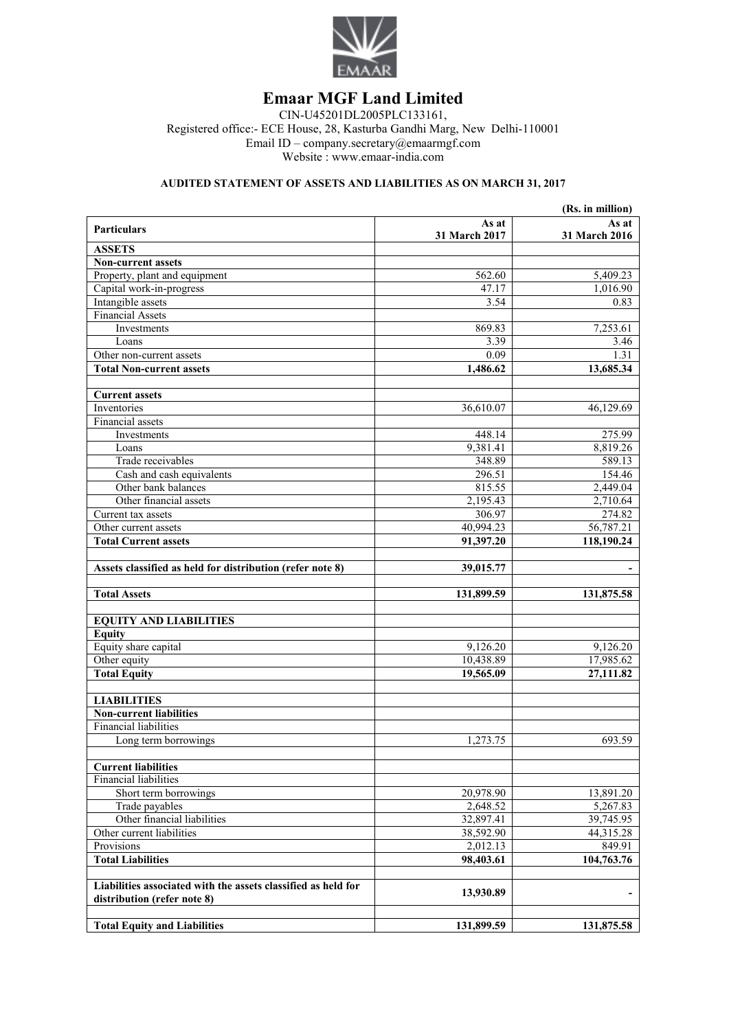# Emaar MGF Land Limited

CIN-U45201DL2005PLC133161,
Registered office:- ECE House, 28, Kasturba Gandhi Marg, New Delhi-110001
Email ID – company.secretary@emaarmgf.com
Website : www.emaar-india.com

## AUDITED STATEMENT OF ASSETS AND LIABILITIES AS ON MARCH 31, 2017

(Rs. in million)

| Particulars | As at 31 March 2017 | As at 31 March 2016 |
|---|---|---|
| **ASSETS** | | |
| **Non-current assets** | | |
| Property, plant and equipment | 562.60 | 5,409.23 |
| Capital work-in-progress | 47.17 | 1,016.90 |
| Intangible assets | 3.54 | 0.83 |
| Financial Assets | | |
| Investments | 869.83 | 7,253.61 |
| Loans | 3.39 | 3.46 |
| Other non-current assets | 0.09 | 1.31 |
| **Total Non-current assets** | **1,486.62** | **13,685.34** |
| | | |
| **Current assets** | | |
| Inventories | 36,610.07 | 46,129.69 |
| Financial assets | | |
| Investments | 448.14 | 275.99 |
| Loans | 9,381.41 | 8,819.26 |
| Trade receivables | 348.89 | 589.13 |
| Cash and cash equivalents | 296.51 | 154.46 |
| Other bank balances | 815.55 | 2,449.04 |
| Other financial assets | 2,195.43 | 2,710.64 |
| Current tax assets | 306.97 | 274.82 |
| Other current assets | 40,994.23 | 56,787.21 |
| **Total Current assets** | **91,397.20** | **118,190.24** |
| | | |
| **Assets classified as held for distribution (refer note 8)** | **39,015.77** | **-** |
| | | |
| **Total Assets** | **131,899.59** | **131,875.58** |
| | | |
| **EQUITY AND LIABILITIES** | | |
| **Equity** | | |
| Equity share capital | 9,126.20 | 9,126.20 |
| Other equity | 10,438.89 | 17,985.62 |
| **Total Equity** | **19,565.09** | **27,111.82** |
| | | |
| **LIABILITIES** | | |
| **Non-current liabilities** | | |
| Financial liabilities | | |
| Long term borrowings | 1,273.75 | 693.59 |
| | | |
| **Current liabilities** | | |
| Financial liabilities | | |
| Short term borrowings | 20,978.90 | 13,891.20 |
| Trade payables | 2,648.52 | 5,267.83 |
| Other financial liabilities | 32,897.41 | 39,745.95 |
| Other current liabilities | 38,592.90 | 44,315.28 |
| Provisions | 2,012.13 | 849.91 |
| **Total Liabilities** | **98,403.61** | **104,763.76** |
| | | |
| **Liabilities associated with the assets classified as held for distribution (refer note 8)** | **13,930.89** | **-** |
| | | |
| **Total Equity and Liabilities** | **131,899.59** | **131,875.58** |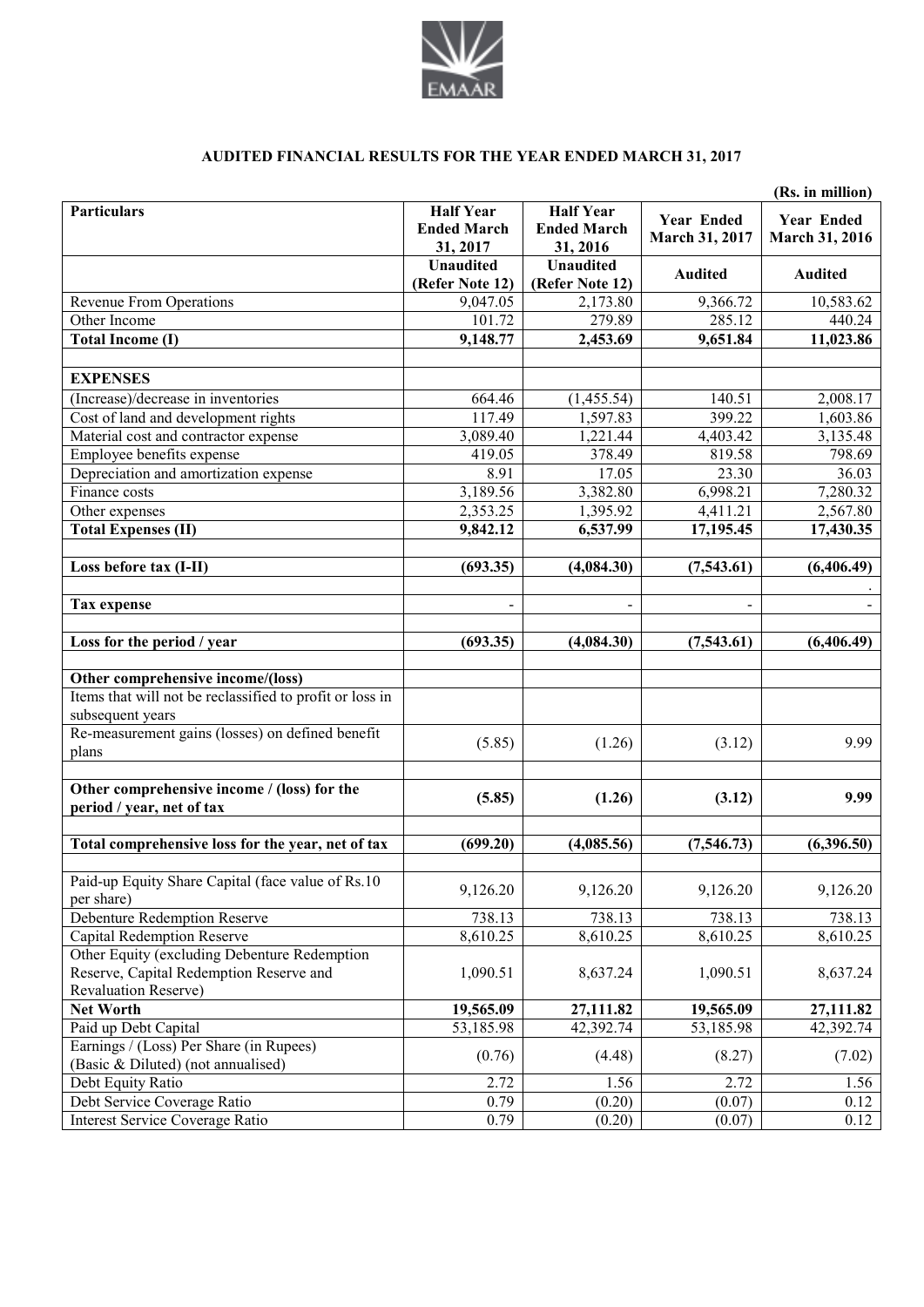EMAAR

## AUDITED FINANCIAL RESULTS FOR THE YEAR ENDED MARCH 31, 2017

(Rs. in million)

| Particulars | Half Year Ended March 31, 2017 | Half Year Ended March 31, 2016 | Year Ended March 31, 2017 | Year Ended March 31, 2016 |
|---|---|---|---|---|
| | Unaudited (Refer Note 12) | Unaudited (Refer Note 12) | Audited | Audited |
| Revenue From Operations | 9,047.05 | 2,173.80 | 9,366.72 | 10,583.62 |
| Other Income | 101.72 | 279.89 | 285.12 | 440.24 |
| **Total Income (I)** | **9,148.77** | **2,453.69** | **9,651.84** | **11,023.86** |
| | | | | |
| **EXPENSES** | | | | |
| (Increase)/decrease in inventories | 664.46 | (1,455.54) | 140.51 | 2,008.17 |
| Cost of land and development rights | 117.49 | 1,597.83 | 399.22 | 1,603.86 |
| Material cost and contractor expense | 3,089.40 | 1,221.44 | 4,403.42 | 3,135.48 |
| Employee benefits expense | 419.05 | 378.49 | 819.58 | 798.69 |
| Depreciation and amortization expense | 8.91 | 17.05 | 23.30 | 36.03 |
| Finance costs | 3,189.56 | 3,382.80 | 6,998.21 | 7,280.32 |
| Other expenses | 2,353.25 | 1,395.92 | 4,411.21 | 2,567.80 |
| **Total Expenses (II)** | **9,842.12** | **6,537.99** | **17,195.45** | **17,430.35** |
| | | | | |
| **Loss before tax (I-II)** | **(693.35)** | **(4,084.30)** | **(7,543.61)** | **(6,406.49)** |
| | | | | . |
| **Tax expense** | - | - | - | - |
| | | | | |
| **Loss for the period / year** | **(693.35)** | **(4,084.30)** | **(7,543.61)** | **(6,406.49)** |
| | | | | |
| **Other comprehensive income/(loss)** | | | | |
| Items that will not be reclassified to profit or loss in subsequent years | | | | |
| Re-measurement gains (losses) on defined benefit plans | (5.85) | (1.26) | (3.12) | 9.99 |
| | | | | |
| **Other comprehensive income / (loss) for the period / year, net of tax** | **(5.85)** | **(1.26)** | **(3.12)** | **9.99** |
| | | | | |
| **Total comprehensive loss for the year, net of tax** | **(699.20)** | **(4,085.56)** | **(7,546.73)** | **(6,396.50)** |
| | | | | |
| Paid-up Equity Share Capital (face value of Rs.10 per share) | 9,126.20 | 9,126.20 | 9,126.20 | 9,126.20 |
| Debenture Redemption Reserve | 738.13 | 738.13 | 738.13 | 738.13 |
| Capital Redemption Reserve | 8,610.25 | 8,610.25 | 8,610.25 | 8,610.25 |
| Other Equity (excluding Debenture Redemption Reserve, Capital Redemption Reserve and Revaluation Reserve) | 1,090.51 | 8,637.24 | 1,090.51 | 8,637.24 |
| **Net Worth** | **19,565.09** | **27,111.82** | **19,565.09** | **27,111.82** |
| Paid up Debt Capital | 53,185.98 | 42,392.74 | 53,185.98 | 42,392.74 |
| Earnings / (Loss) Per Share (in Rupees) (Basic & Diluted) (not annualised) | (0.76) | (4.48) | (8.27) | (7.02) |
| Debt Equity Ratio | 2.72 | 1.56 | 2.72 | 1.56 |
| Debt Service Coverage Ratio | 0.79 | (0.20) | (0.07) | 0.12 |
| Interest Service Coverage Ratio | 0.79 | (0.20) | (0.07) | 0.12 |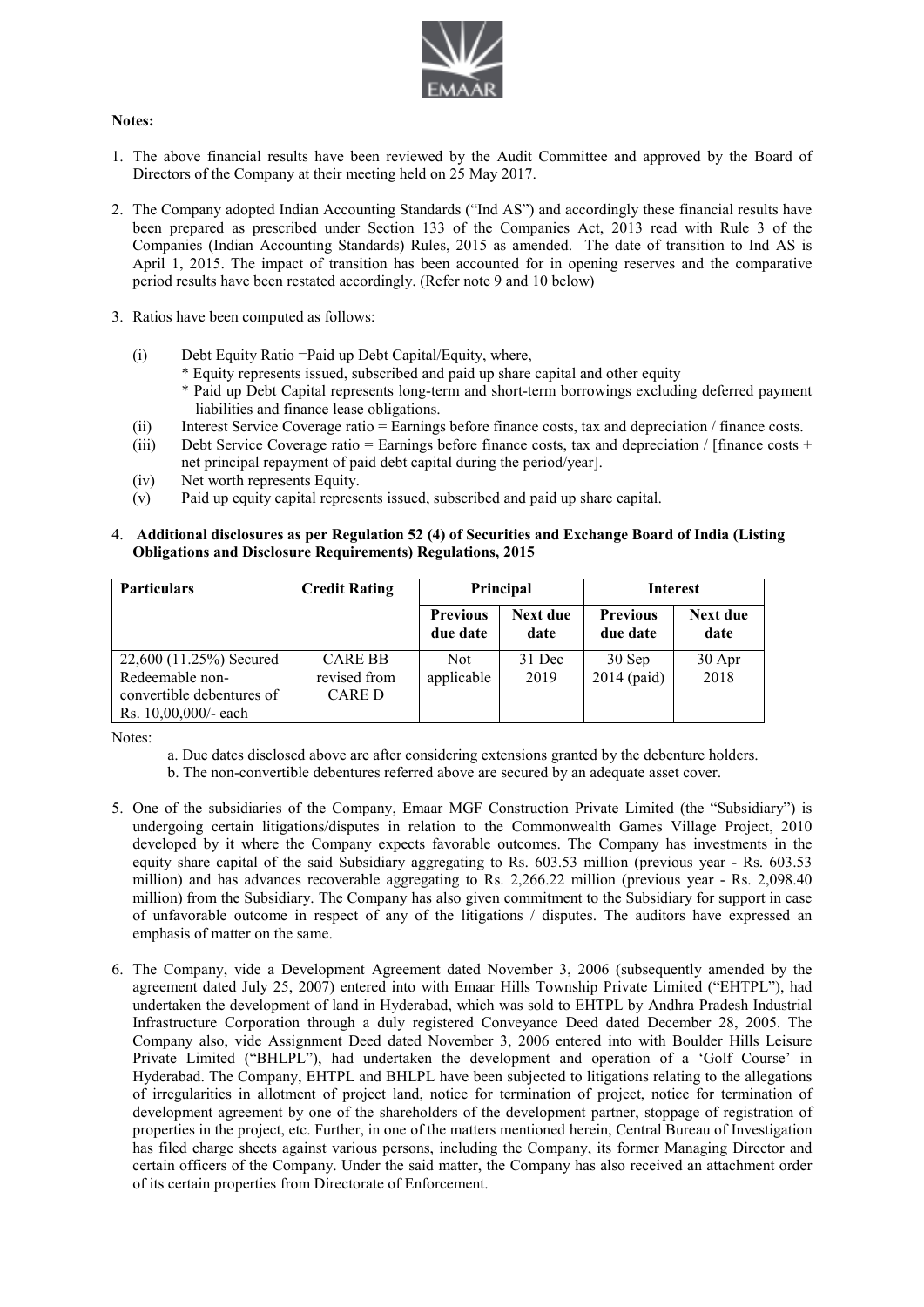**Notes:**

1. The above financial results have been reviewed by the Audit Committee and approved by the Board of Directors of the Company at their meeting held on 25 May 2017.

2. The Company adopted Indian Accounting Standards ("Ind AS") and accordingly these financial results have been prepared as prescribed under Section 133 of the Companies Act, 2013 read with Rule 3 of the Companies (Indian Accounting Standards) Rules, 2015 as amended. The date of transition to Ind AS is April 1, 2015. The impact of transition has been accounted for in opening reserves and the comparative period results have been restated accordingly. (Refer note 9 and 10 below)

3. Ratios have been computed as follows:

   (i) Debt Equity Ratio =Paid up Debt Capital/Equity, where,
      * Equity represents issued, subscribed and paid up share capital and other equity
      * Paid up Debt Capital represents long-term and short-term borrowings excluding deferred payment liabilities and finance lease obligations.

   (ii) Interest Service Coverage ratio = Earnings before finance costs, tax and depreciation / finance costs.

   (iii) Debt Service Coverage ratio = Earnings before finance costs, tax and depreciation / [finance costs + net principal repayment of paid debt capital during the period/year].

   (iv) Net worth represents Equity.

   (v) Paid up equity capital represents issued, subscribed and paid up share capital.

4. **Additional disclosures as per Regulation 52 (4) of Securities and Exchange Board of India (Listing Obligations and Disclosure Requirements) Regulations, 2015**

| Particulars | Credit Rating | Principal | | Interest | |
|---|---|---|---|---|---|
| | | Previous due date | Next due date | Previous due date | Next due date |
| 22,600 (11.25%) Secured Redeemable non-convertible debentures of Rs. 10,00,000/- each | CARE BB revised from CARE D | Not applicable | 31 Dec 2019 | 30 Sep 2014 (paid) | 30 Apr 2018 |

Notes:

a. Due dates disclosed above are after considering extensions granted by the debenture holders.

b. The non-convertible debentures referred above are secured by an adequate asset cover.

5. One of the subsidiaries of the Company, Emaar MGF Construction Private Limited (the "Subsidiary") is undergoing certain litigations/disputes in relation to the Commonwealth Games Village Project, 2010 developed by it where the Company expects favorable outcomes. The Company has investments in the equity share capital of the said Subsidiary aggregating to Rs. 603.53 million (previous year - Rs. 603.53 million) and has advances recoverable aggregating to Rs. 2,266.22 million (previous year - Rs. 2,098.40 million) from the Subsidiary. The Company has also given commitment to the Subsidiary for support in case of unfavorable outcome in respect of any of the litigations / disputes. The auditors have expressed an emphasis of matter on the same.

6. The Company, vide a Development Agreement dated November 3, 2006 (subsequently amended by the agreement dated July 25, 2007) entered into with Emaar Hills Township Private Limited ("EHTPL"), had undertaken the development of land in Hyderabad, which was sold to EHTPL by Andhra Pradesh Industrial Infrastructure Corporation through a duly registered Conveyance Deed dated December 28, 2005. The Company also, vide Assignment Deed dated November 3, 2006 entered into with Boulder Hills Leisure Private Limited ("BHLPL"), had undertaken the development and operation of a 'Golf Course' in Hyderabad. The Company, EHTPL and BHLPL have been subjected to litigations relating to the allegations of irregularities in allotment of project land, notice for termination of project, notice for termination of development agreement by one of the shareholders of the development partner, stoppage of registration of properties in the project, etc. Further, in one of the matters mentioned herein, Central Bureau of Investigation has filed charge sheets against various persons, including the Company, its former Managing Director and certain officers of the Company. Under the said matter, the Company has also received an attachment order of its certain properties from Directorate of Enforcement.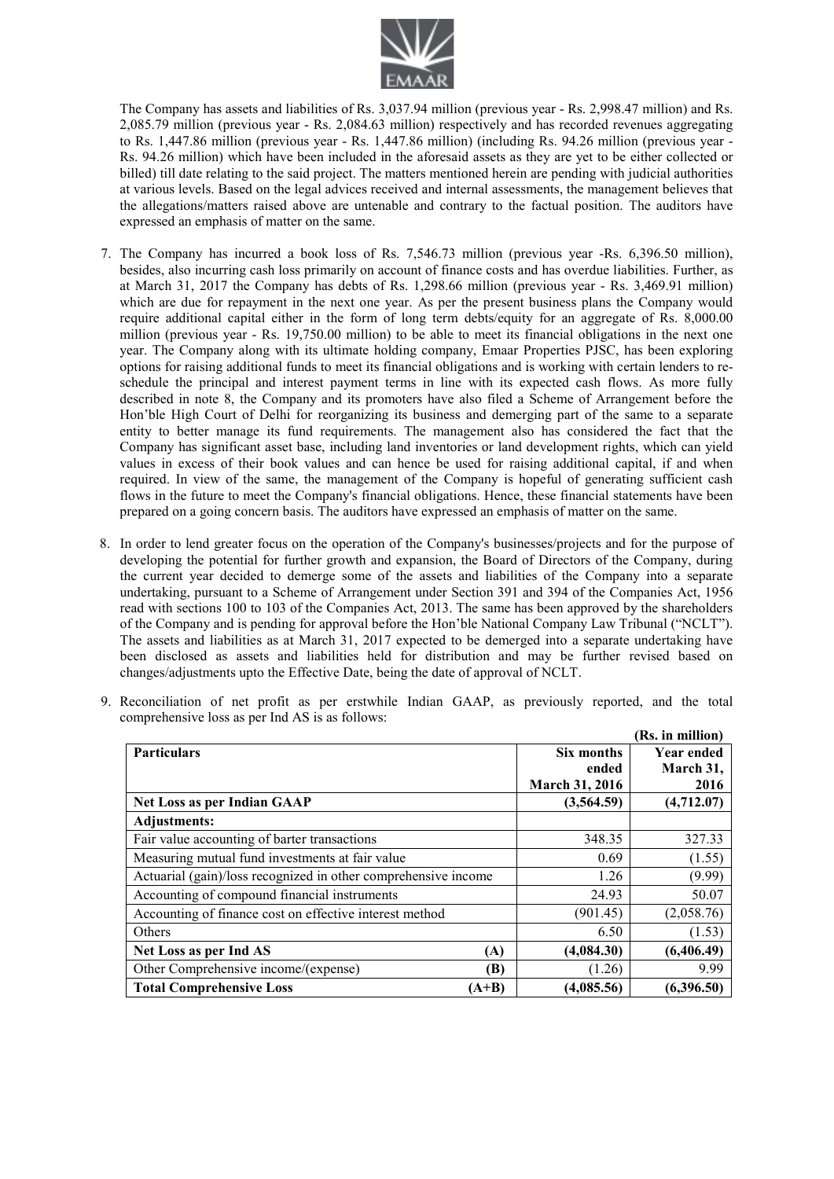The Company has assets and liabilities of Rs. 3,037.94 million (previous year - Rs. 2,998.47 million) and Rs. 2,085.79 million (previous year - Rs. 2,084.63 million) respectively and has recorded revenues aggregating to Rs. 1,447.86 million (previous year - Rs. 1,447.86 million) (including Rs. 94.26 million (previous year - Rs. 94.26 million) which have been included in the aforesaid assets as they are yet to be either collected or billed) till date relating to the said project. The matters mentioned herein are pending with judicial authorities at various levels. Based on the legal advices received and internal assessments, the management believes that the allegations/matters raised above are untenable and contrary to the factual position. The auditors have expressed an emphasis of matter on the same.

7. The Company has incurred a book loss of Rs. 7,546.73 million (previous year -Rs. 6,396.50 million), besides, also incurring cash loss primarily on account of finance costs and has overdue liabilities. Further, as at March 31, 2017 the Company has debts of Rs. 1,298.66 million (previous year - Rs. 3,469.91 million) which are due for repayment in the next one year. As per the present business plans the Company would require additional capital either in the form of long term debts/equity for an aggregate of Rs. 8,000.00 million (previous year - Rs. 19,750.00 million) to be able to meet its financial obligations in the next one year. The Company along with its ultimate holding company, Emaar Properties PJSC, has been exploring options for raising additional funds to meet its financial obligations and is working with certain lenders to re-schedule the principal and interest payment terms in line with its expected cash flows. As more fully described in note 8, the Company and its promoters have also filed a Scheme of Arrangement before the Hon'ble High Court of Delhi for reorganizing its business and demerging part of the same to a separate entity to better manage its fund requirements. The management also has considered the fact that the Company has significant asset base, including land inventories or land development rights, which can yield values in excess of their book values and can hence be used for raising additional capital, if and when required. In view of the same, the management of the Company is hopeful of generating sufficient cash flows in the future to meet the Company's financial obligations. Hence, these financial statements have been prepared on a going concern basis. The auditors have expressed an emphasis of matter on the same.

8. In order to lend greater focus on the operation of the Company's businesses/projects and for the purpose of developing the potential for further growth and expansion, the Board of Directors of the Company, during the current year decided to demerge some of the assets and liabilities of the Company into a separate undertaking, pursuant to a Scheme of Arrangement under Section 391 and 394 of the Companies Act, 1956 read with sections 100 to 103 of the Companies Act, 2013. The same has been approved by the shareholders of the Company and is pending for approval before the Hon'ble National Company Law Tribunal ("NCLT"). The assets and liabilities as at March 31, 2017 expected to be demerged into a separate undertaking have been disclosed as assets and liabilities held for distribution and may be further revised based on changes/adjustments upto the Effective Date, being the date of approval of NCLT.

9. Reconciliation of net profit as per erstwhile Indian GAAP, as previously reported, and the total comprehensive loss as per Ind AS is as follows:

**(Rs. in million)**

| **Particulars** | **Six months ended March 31, 2016** | **Year ended March 31, 2016** |
|---|---|---|
| **Net Loss as per Indian GAAP** | **(3,564.59)** | **(4,712.07)** |
| **Adjustments:** | | |
| Fair value accounting of barter transactions | 348.35 | 327.33 |
| Measuring mutual fund investments at fair value | 0.69 | (1.55) |
| Actuarial (gain)/loss recognized in other comprehensive income | 1.26 | (9.99) |
| Accounting of compound financial instruments | 24.93 | 50.07 |
| Accounting of finance cost on effective interest method | (901.45) | (2,058.76) |
| Others | 6.50 | (1.53) |
| **Net Loss as per Ind AS (A)** | **(4,084.30)** | **(6,406.49)** |
| Other Comprehensive income/(expense) **(B)** | (1.26) | 9.99 |
| **Total Comprehensive Loss (A+B)** | **(4,085.56)** | **(6,396.50)** |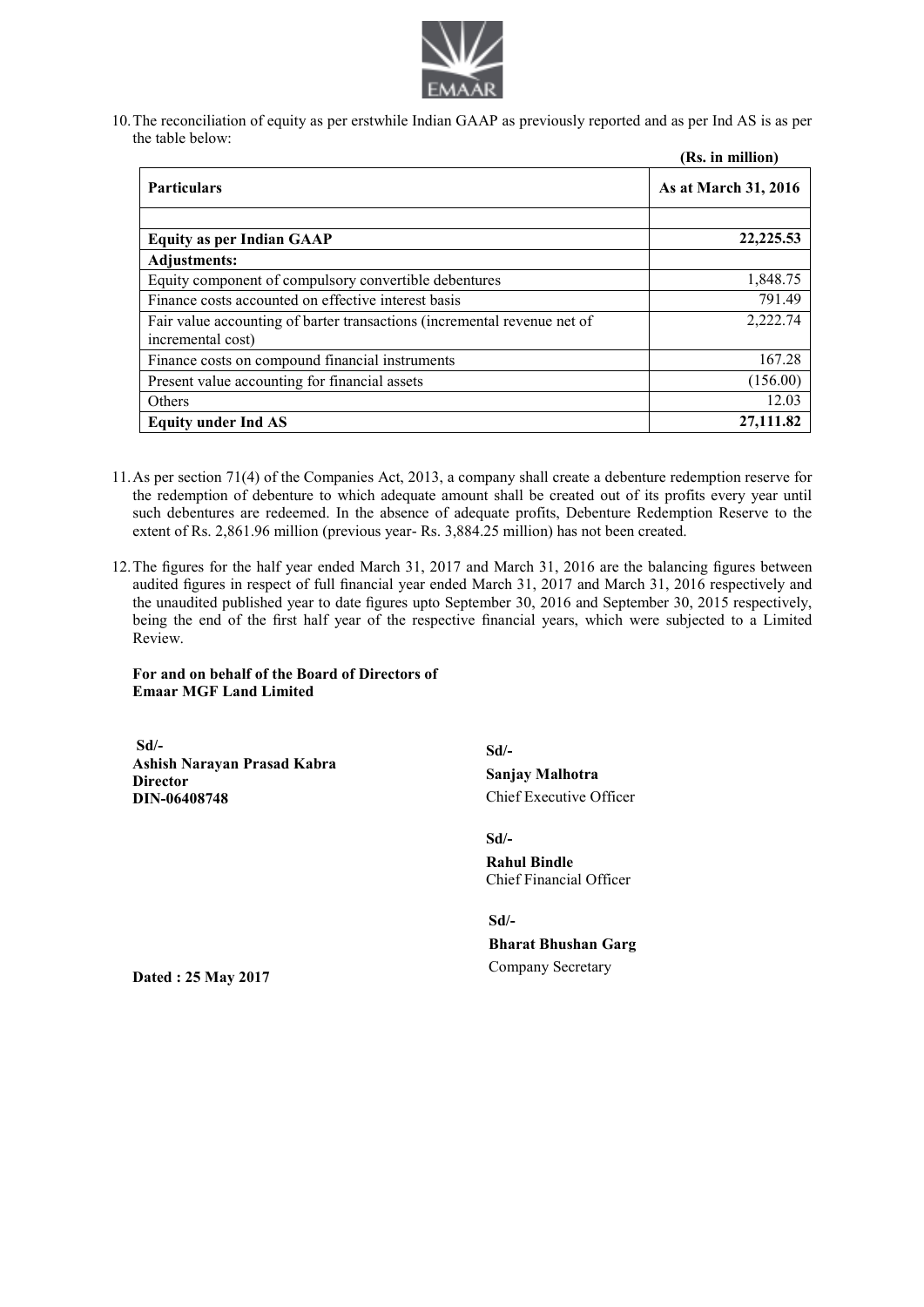10. The reconciliation of equity as per erstwhile Indian GAAP as previously reported and as per Ind AS is as per the table below:

**(Rs. in million)**

| Particulars | As at March 31, 2016 |
|---|---|
| | |
| **Equity as per Indian GAAP** | **22,225.53** |
| **Adjustments:** | |
| Equity component of compulsory convertible debentures | 1,848.75 |
| Finance costs accounted on effective interest basis | 791.49 |
| Fair value accounting of barter transactions (incremental revenue net of incremental cost) | 2,222.74 |
| Finance costs on compound financial instruments | 167.28 |
| Present value accounting for financial assets | (156.00) |
| Others | 12.03 |
| **Equity under Ind AS** | **27,111.82** |

11. As per section 71(4) of the Companies Act, 2013, a company shall create a debenture redemption reserve for the redemption of debenture to which adequate amount shall be created out of its profits every year until such debentures are redeemed. In the absence of adequate profits, Debenture Redemption Reserve to the extent of Rs. 2,861.96 million (previous year- Rs. 3,884.25 million) has not been created.

12. The figures for the half year ended March 31, 2017 and March 31, 2016 are the balancing figures between audited figures in respect of full financial year ended March 31, 2017 and March 31, 2016 respectively and the unaudited published year to date figures upto September 30, 2016 and September 30, 2015 respectively, being the end of the first half year of the respective financial years, which were subjected to a Limited Review.

**For and on behalf of the Board of Directors of**
**Emaar MGF Land Limited**

**Sd/-**
**Ashish Narayan Prasad Kabra**
**Director**
**DIN-06408748**

**Sd/-**
**Sanjay Malhotra**
Chief Executive Officer

**Sd/-**
**Rahul Bindle**
Chief Financial Officer

**Sd/-**
**Bharat Bhushan Garg**
Company Secretary

**Dated : 25 May 2017**